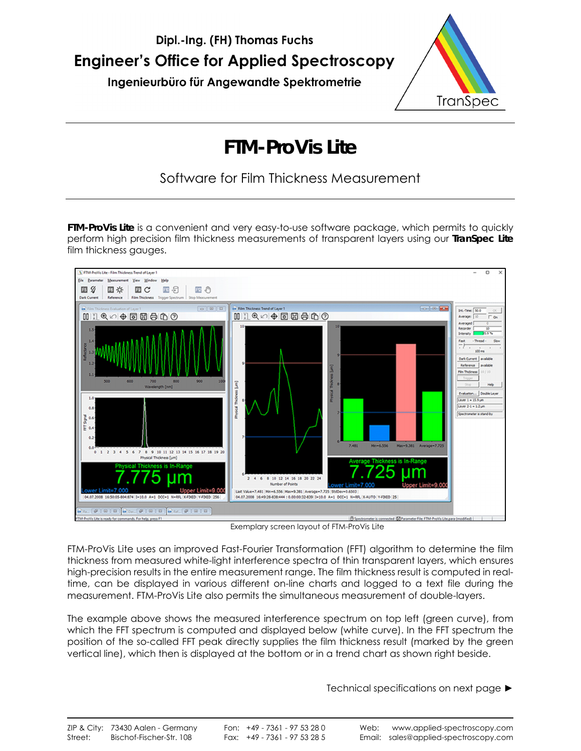Dipl.-Ing. (FH) Thomas Fuchs

**Engineer's Office for Applied Spectroscopy**

Ingenieurbüro für Angewandte Spektrometrie

TranSpec

# FTM-ProVis Lite

## Software for Film Thickness Measurement

**FTM-ProVis Lite** is a convenient and very easy-to-use software package, which permits to quickly perform high precision film thickness measurements of transparent layers using our **TranSpec Lite** film thickness gauges.

Exemplary screen layout of FTM-ProVis Lite

FTM-ProVis Lite uses an improved Fast-Fourier Transformation (FFT) algorithm to determine the film thickness from measured white-light interference spectra of thin transparent layers, which ensures high-precision results in the entire measurement range. The film thickness result is computed in real-time, can be displayed in various different on-line charts and logged to a text file during the measurement. FTM-ProVis Lite also permits the simultaneous measurement of double-layers.

The example above shows the measured interference spectrum on top left (green curve), from which the FFT spectrum is computed and displayed below (white curve). In the FFT spectrum the position of the so-called FFT peak directly supplies the film thickness result (marked by the green vertical line), which then is displayed at the bottom or in a trend chart as shown right beside.

Technical specifications on next page ►

ZIP & City: 73430 Aalen - Germany  
Street: Bischof-Fischer-Str. 108  
Fon: +49 - 7361 - 97 53 28 0  
Fax: +49 - 7361 - 97 53 28 5  
Web: www.applied-spectroscopy.com  
Email: sales@applied-spectroscopy.com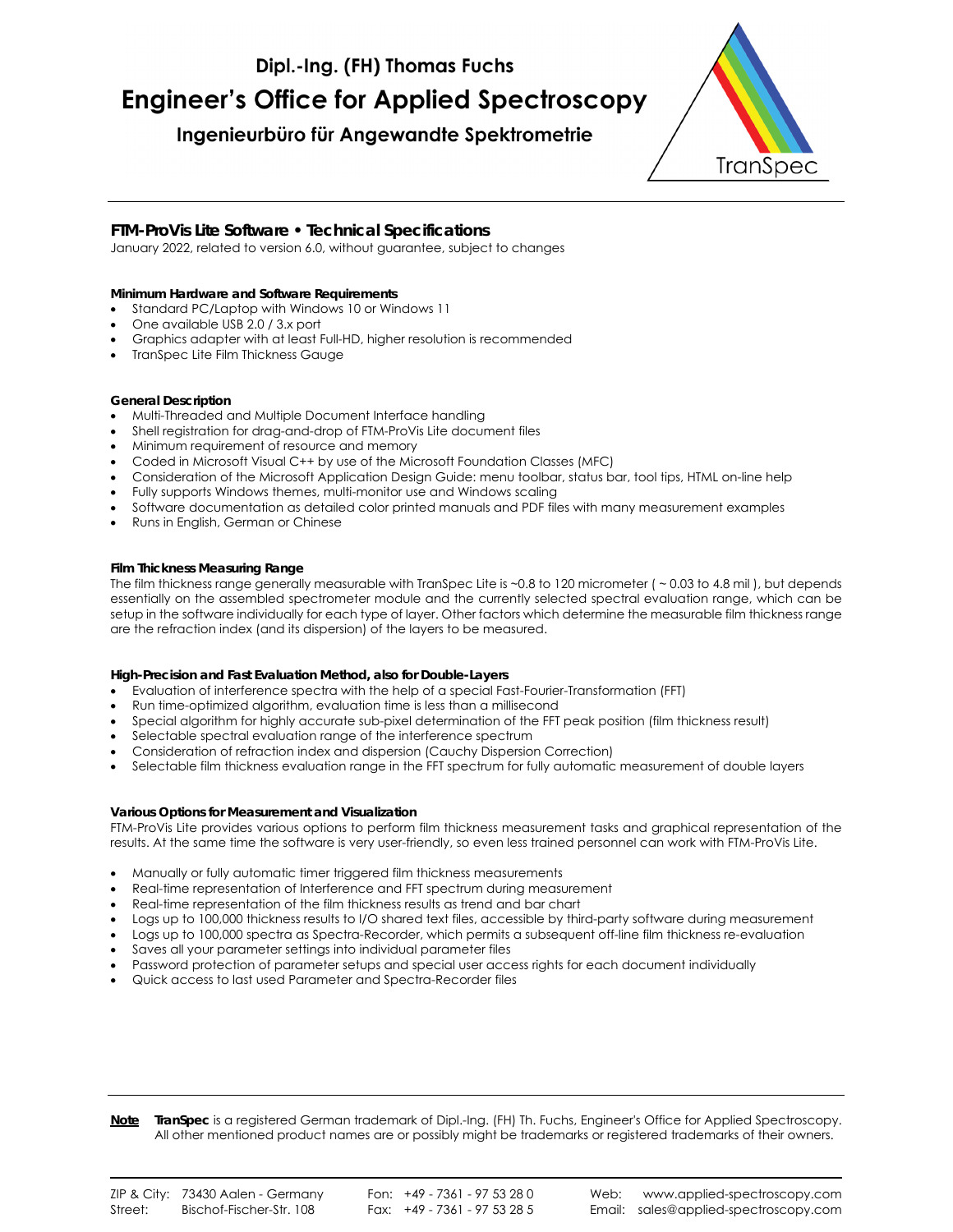# Dipl.-Ing. (FH) Thomas Fuchs

# Engineer's Office for Applied Spectroscopy

## Ingenieurbüro für Angewandte Spektrometrie

TranSpec

## FTM-ProVis Lite Software • Technical Specifications

January 2022, related to version 6.0, without guarantee, subject to changes

### Minimum Hardware and Software Requirements

- Standard PC/Laptop with Windows 10 or Windows 11
- One available USB 2.0 / 3.x port
- Graphics adapter with at least Full-HD, higher resolution is recommended
- TranSpec Lite Film Thickness Gauge

### General Description

- Multi-Threaded and Multiple Document Interface handling
- Shell registration for drag-and-drop of FTM-ProVis Lite document files
- Minimum requirement of resource and memory
- Coded in Microsoft Visual C++ by use of the Microsoft Foundation Classes (MFC)
- Consideration of the Microsoft Application Design Guide: menu toolbar, status bar, tool tips, HTML on-line help
- Fully supports Windows themes, multi-monitor use and Windows scaling
- Software documentation as detailed color printed manuals and PDF files with many measurement examples
- Runs in English, German or Chinese

### Film Thickness Measuring Range

The film thickness range generally measurable with TranSpec Lite is ~0.8 to 120 micrometer ( ~ 0.03 to 4.8 mil ), but depends essentially on the assembled spectrometer module and the currently selected spectral evaluation range, which can be setup in the software individually for each type of layer. Other factors which determine the measurable film thickness range are the refraction index (and its dispersion) of the layers to be measured.

### High-Precision and Fast Evaluation Method, also for Double-Layers

- Evaluation of interference spectra with the help of a special Fast-Fourier-Transformation (FFT)
- Run time-optimized algorithm, evaluation time is less than a millisecond
- Special algorithm for highly accurate sub-pixel determination of the FFT peak position (film thickness result)
- Selectable spectral evaluation range of the interference spectrum
- Consideration of refraction index and dispersion (Cauchy Dispersion Correction)
- Selectable film thickness evaluation range in the FFT spectrum for fully automatic measurement of double layers

### Various Options for Measurement and Visualization

FTM-ProVis Lite provides various options to perform film thickness measurement tasks and graphical representation of the results. At the same time the software is very user-friendly, so even less trained personnel can work with FTM-ProVis Lite.

- Manually or fully automatic timer triggered film thickness measurements
- Real-time representation of Interference and FFT spectrum during measurement
- Real-time representation of the film thickness results as trend and bar chart
- Logs up to 100,000 thickness results to I/O shared text files, accessible by third-party software during measurement
- Logs up to 100,000 spectra as Spectra-Recorder, which permits a subsequent off-line film thickness re-evaluation
- Saves all your parameter settings into individual parameter files
- Password protection of parameter setups and special user access rights for each document individually
- Quick access to last used Parameter and Spectra-Recorder files

**Note** **TranSpec** is a registered German trademark of Dipl.-Ing. (FH) Th. Fuchs, Engineer's Office for Applied Spectroscopy. All other mentioned product names are or possibly might be trademarks or registered trademarks of their owners.

| | | | | | |
|---|---|---|---|---|---|
| ZIP & City: | 73430 Aalen - Germany | Fon: | +49 - 7361 - 97 53 28 0 | Web: | www.applied-spectroscopy.com |
| Street: | Bischof-Fischer-Str. 108 | Fax: | +49 - 7361 - 97 53 28 5 | Email: | sales@applied-spectroscopy.com |